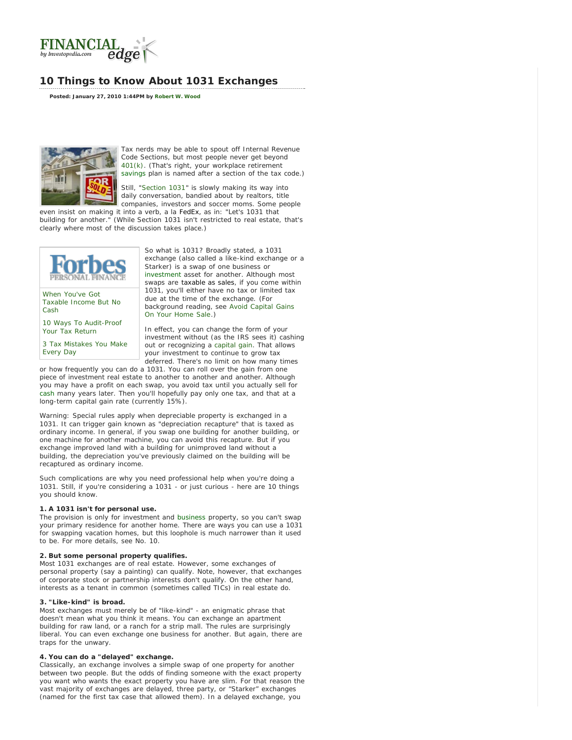# 10 Things to Know About 1031 Exchanges

**Posted: January 27, 2010 1:44PM by Robert W. Wood**

Tax nerds may be able to spout off Internal Revenue Code Sections, but most people never get beyond 401(k). (That's right, your workplace retirement savings plan is named after a section of the tax code.)

Still, "Section 1031" is slowly making its way into daily conversation, bandied about by realtors, title companies, investors and soccer moms. Some people even insist on making it into a verb, a la FedEx, as in: "Let's 1031 that building for another." (While Section 1031 isn't restricted to real estate, that's clearly where most of the discussion takes place.)

Forbes Personal Finance

- When You've Got Taxable Income But No Cash
- 10 Ways To Audit-Proof Your Tax Return
- 3 Tax Mistakes You Make Every Day

So what is 1031? Broadly stated, a 1031 exchange (also called a like-kind exchange or a Starker) is a swap of one business or investment asset for another. Although most swaps are taxable as sales, if you come within 1031, you'll either have no tax or limited tax due at the time of the exchange. (For background reading, see Avoid Capital Gains On Your Home Sale.)

In effect, you can change the form of your investment without (as the IRS sees it) cashing out or recognizing a capital gain. That allows your investment to continue to grow tax deferred. There's no limit on how many times or how frequently you can do a 1031. You can roll over the gain from one piece of investment real estate to another to another and another. Although you may have a profit on each swap, you avoid tax until you actually sell for cash many years later. Then you'll hopefully pay only one tax, and that at a long-term capital gain rate (currently 15%).

Warning: Special rules apply when depreciable property is exchanged in a 1031. It can trigger gain known as "depreciation recapture" that is taxed as ordinary income. In general, if you swap one building for another building, or one machine for another machine, you can avoid this recapture. But if you exchange improved land with a building for unimproved land without a building, the depreciation you've previously claimed on the building will be recaptured as ordinary income.

Such complications are why you need professional help when you're doing a 1031. Still, if you're considering a 1031 - or just curious - here are 10 things you should know.

**1. A 1031 isn't for personal use.**
The provision is only for investment and business property, so you can't swap your primary residence for another home. There are ways you can use a 1031 for swapping vacation homes, but this loophole is much narrower than it used to be. For more details, see No. 10.

**2. But some personal property qualifies.**
Most 1031 exchanges are of real estate. However, some exchanges of personal property (say a painting) can qualify. Note, however, that exchanges of corporate stock or partnership interests don't qualify. On the other hand, interests as a tenant in common (sometimes called TICs) in real estate do.

**3. "Like-kind" is broad.**
Most exchanges must merely be of "like-kind" - an enigmatic phrase that doesn't mean what you think it means. You can exchange an apartment building for raw land, or a ranch for a strip mall. The rules are surprisingly liberal. You can even exchange one business for another. But again, there are traps for the unwary.

**4. You can do a "delayed" exchange.**
Classically, an exchange involves a simple swap of one property for another between two people. But the odds of finding someone with the exact property you want who wants the exact property you have are slim. For that reason the vast majority of exchanges are delayed, three party, or "Starker" exchanges (named for the first tax case that allowed them). In a delayed exchange, you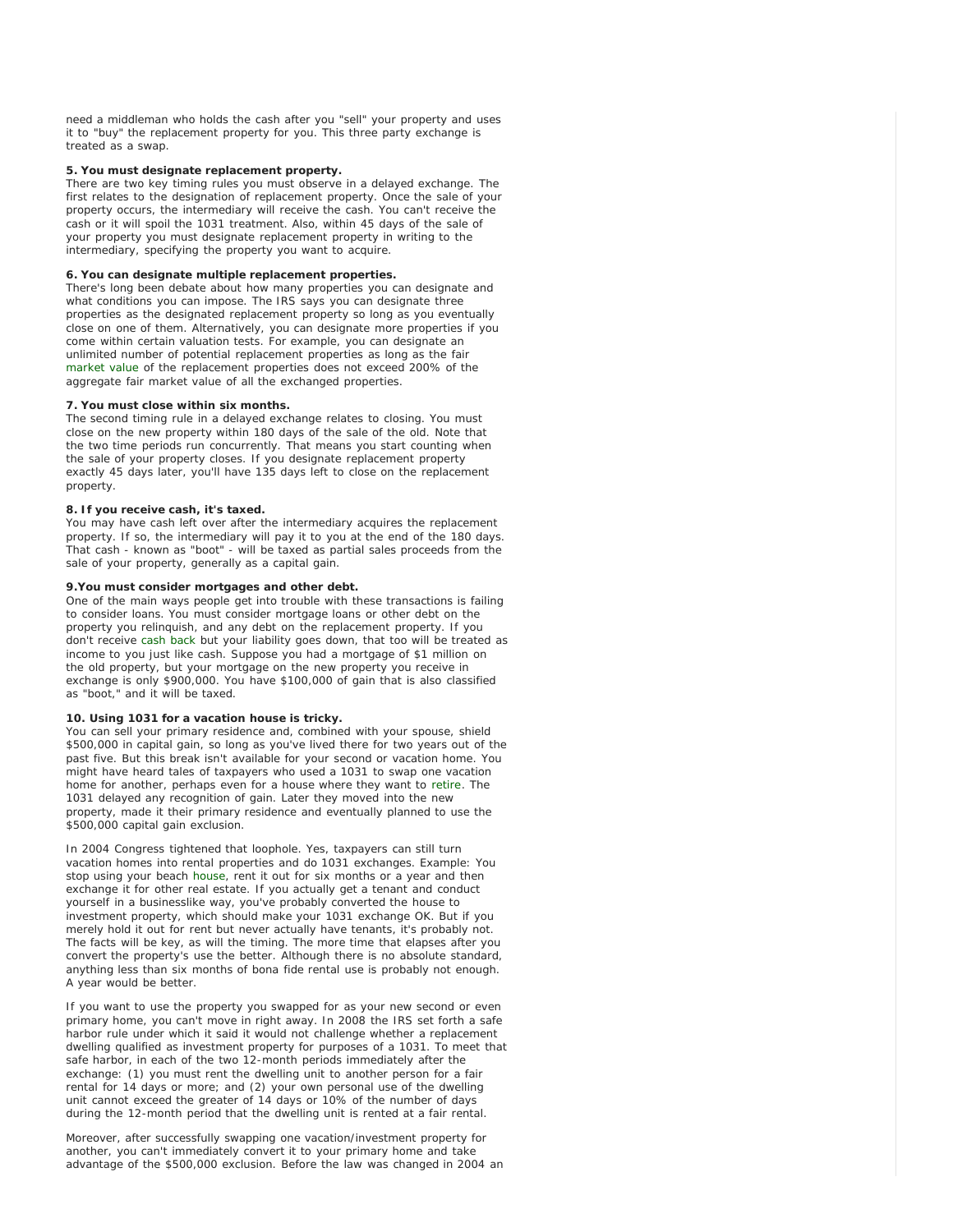need a middleman who holds the cash after you "sell" your property and uses it to "buy" the replacement property for you. This three party exchange is treated as a swap.

**5. You must designate replacement property.**

There are two key timing rules you must observe in a delayed exchange. The first relates to the designation of replacement property. Once the sale of your property occurs, the intermediary will receive the cash. You can't receive the cash or it will spoil the 1031 treatment. Also, within 45 days of the sale of your property you must designate replacement property in writing to the intermediary, specifying the property you want to acquire.

**6. You can designate multiple replacement properties.**

There's long been debate about how many properties you can designate and what conditions you can impose. The IRS says you can designate three properties as the designated replacement property so long as you eventually close on one of them. Alternatively, you can designate more properties if you come within certain valuation tests. For example, you can designate an unlimited number of potential replacement properties as long as the fair market value of the replacement properties does not exceed 200% of the aggregate fair market value of all the exchanged properties.

**7. You must close within six months.**

The second timing rule in a delayed exchange relates to closing. You must close on the new property within 180 days of the sale of the old. Note that the two time periods run concurrently. That means you start counting when the sale of your property closes. If you designate replacement property exactly 45 days later, you'll have 135 days left to close on the replacement property.

**8. If you receive cash, it's taxed.**

You may have cash left over after the intermediary acquires the replacement property. If so, the intermediary will pay it to you at the end of the 180 days. That cash - known as "boot" - will be taxed as partial sales proceeds from the sale of your property, generally as a capital gain.

**9.You must consider mortgages and other debt.**

One of the main ways people get into trouble with these transactions is failing to consider loans. You must consider mortgage loans or other debt on the property you relinquish, and any debt on the replacement property. If you don't receive cash back but your liability goes down, that too will be treated as income to you just like cash. Suppose you had a mortgage of $1 million on the old property, but your mortgage on the new property you receive in exchange is only $900,000. You have $100,000 of gain that is also classified as "boot," and it will be taxed.

**10. Using 1031 for a vacation house is tricky.**

You can sell your primary residence and, combined with your spouse, shield $500,000 in capital gain, so long as you've lived there for two years out of the past five. But this break isn't available for your second or vacation home. You might have heard tales of taxpayers who used a 1031 to swap one vacation home for another, perhaps even for a house where they want to retire. The 1031 delayed any recognition of gain. Later they moved into the new property, made it their primary residence and eventually planned to use the $500,000 capital gain exclusion.

In 2004 Congress tightened that loophole. Yes, taxpayers can still turn vacation homes into rental properties and do 1031 exchanges. Example: You stop using your beach house, rent it out for six months or a year and then exchange it for other real estate. If you actually get a tenant and conduct yourself in a businesslike way, you've probably converted the house to investment property, which should make your 1031 exchange OK. But if you merely hold it out for rent but never actually have tenants, it's probably not. The facts will be key, as will the timing. The more time that elapses after you convert the property's use the better. Although there is no absolute standard, anything less than six months of bona fide rental use is probably not enough. A year would be better.

If you want to use the property you swapped for as your new second or even primary home, you can't move in right away. In 2008 the IRS set forth a safe harbor rule under which it said it would not challenge whether a replacement dwelling qualified as investment property for purposes of a 1031. To meet that safe harbor, in each of the two 12-month periods immediately after the exchange: (1) you must rent the dwelling unit to another person for a fair rental for 14 days or more; and (2) your own personal use of the dwelling unit cannot exceed the greater of 14 days or 10% of the number of days during the 12-month period that the dwelling unit is rented at a fair rental.

Moreover, after successfully swapping one vacation/investment property for another, you can't immediately convert it to your primary home and take advantage of the $500,000 exclusion. Before the law was changed in 2004 an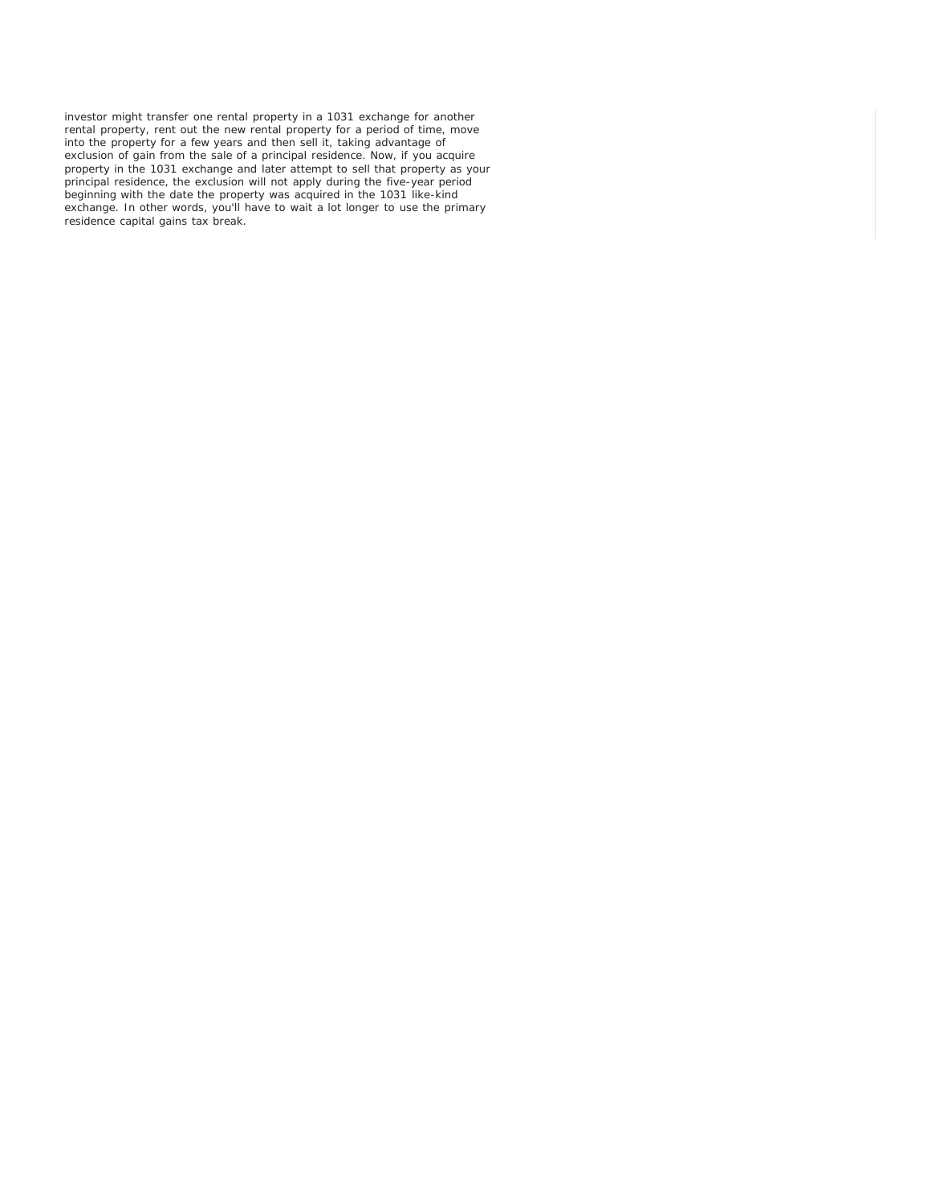investor might transfer one rental property in a 1031 exchange for another rental property, rent out the new rental property for a period of time, move into the property for a few years and then sell it, taking advantage of exclusion of gain from the sale of a principal residence. Now, if you acquire property in the 1031 exchange and later attempt to sell that property as your principal residence, the exclusion will not apply during the five-year period beginning with the date the property was acquired in the 1031 like-kind exchange. In other words, you'll have to wait a lot longer to use the primary residence capital gains tax break.